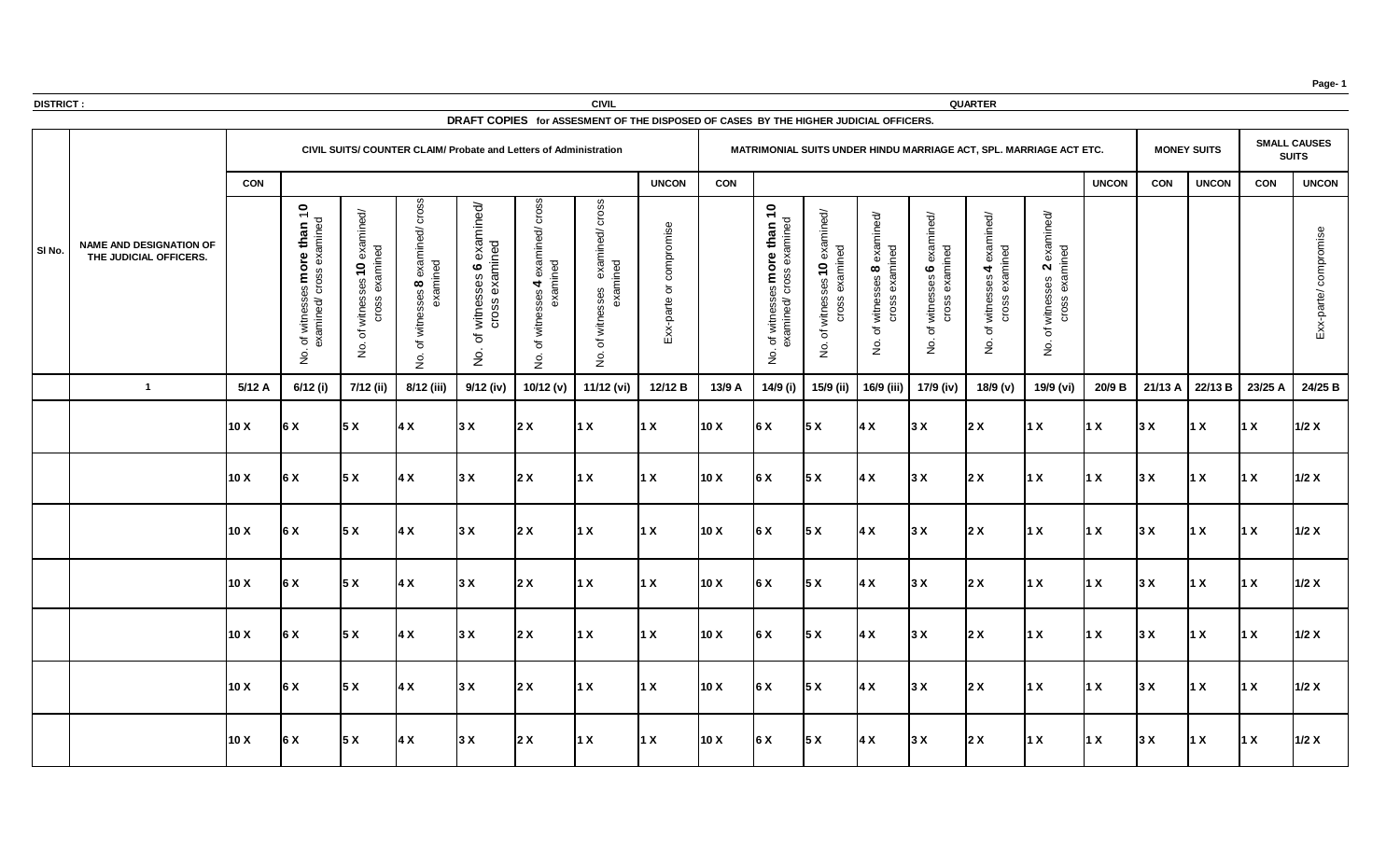DISTRICT : CIVIL QUARTER

**DRAFT COPIES for ASSESMENT OF THE DISPOSED OF CASES BY THE HIGHER JUDICIAL OFFICERS.**

| Sl No. | NAME AND DESIGNATION OF THE JUDICIAL OFFICERS. | CIVIL SUITS/ COUNTER CLAIM/ Probate and Letters of Administration | | | | | | | | MATRIMONIAL SUITS UNDER HINDU MARRIAGE ACT, SPL. MARRIAGE ACT ETC. | | | | | | | | MONEY SUITS | | SMALL CAUSES SUITS | |
|---|---|---|---|---|---|---|---|---|---|---|---|---|---|---|---|---|---|---|---|---|---|
| | | CON | | | | | | | UNCON | CON | | | | | | | UNCON | CON | UNCON | CON | UNCON |
| | | | No. of witnesses **more than 10** examined/ cross examined | No. of witnesses **10** examined/ cross examined | No. of witnesses **8** examined/ cross examined | No. of witnesses **6** examined/ cross examined | No. of witnesses **4** examined/ cross examined | No. of witnesses examined/ cross examined | Exx-parte or compromise | | No. of witnesses **more than 10** examined/ cross examined | No. of witnesses **10** examined/ cross examined | No. of witnesses **8** examined/ cross examined | No. of witnesses **6** examined/ cross examined | No. of witnesses **4** examined/ cross examined | No. of witnesses **2** examined/ cross examined | | | | | Exx-parte/ compromise |
| | 1 | 5/12 A | 6/12 (i) | 7/12 (ii) | 8/12 (iii) | 9/12 (iv) | 10/12 (v) | 11/12 (vi) | 12/12 B | 13/9 A | 14/9 (i) | 15/9 (ii) | 16/9 (iii) | 17/9 (iv) | 18/9 (v) | 19/9 (vi) | 20/9 B | 21/13 A | 22/13 B | 23/25 A | 24/25 B |
| | | 10 X | 6 X | 5 X | 4 X | 3 X | 2 X | 1 X | 1 X | 10 X | 6 X | 5 X | 4 X | 3 X | 2 X | 1 X | 1 X | 3 X | 1 X | 1 X | 1/2 X |
| | | 10 X | 6 X | 5 X | 4 X | 3 X | 2 X | 1 X | 1 X | 10 X | 6 X | 5 X | 4 X | 3 X | 2 X | 1 X | 1 X | 3 X | 1 X | 1 X | 1/2 X |
| | | 10 X | 6 X | 5 X | 4 X | 3 X | 2 X | 1 X | 1 X | 10 X | 6 X | 5 X | 4 X | 3 X | 2 X | 1 X | 1 X | 3 X | 1 X | 1 X | 1/2 X |
| | | 10 X | 6 X | 5 X | 4 X | 3 X | 2 X | 1 X | 1 X | 10 X | 6 X | 5 X | 4 X | 3 X | 2 X | 1 X | 1 X | 3 X | 1 X | 1 X | 1/2 X |
| | | 10 X | 6 X | 5 X | 4 X | 3 X | 2 X | 1 X | 1 X | 10 X | 6 X | 5 X | 4 X | 3 X | 2 X | 1 X | 1 X | 3 X | 1 X | 1 X | 1/2 X |
| | | 10 X | 6 X | 5 X | 4 X | 3 X | 2 X | 1 X | 1 X | 10 X | 6 X | 5 X | 4 X | 3 X | 2 X | 1 X | 1 X | 3 X | 1 X | 1 X | 1/2 X |
| | | 10 X | 6 X | 5 X | 4 X | 3 X | 2 X | 1 X | 1 X | 10 X | 6 X | 5 X | 4 X | 3 X | 2 X | 1 X | 1 X | 3 X | 1 X | 1 X | 1/2 X |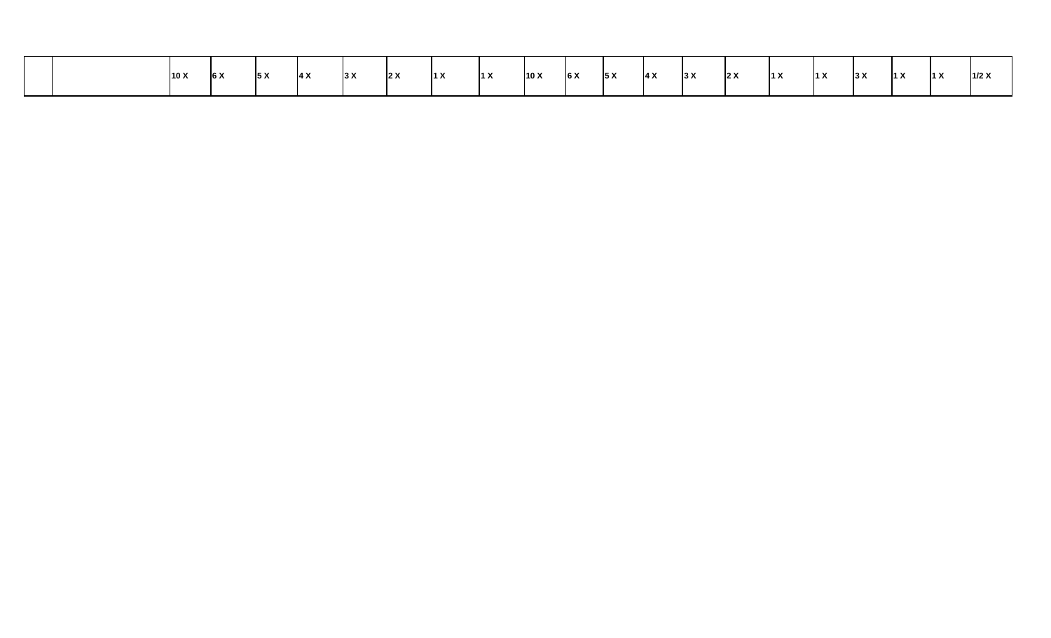|  |  | 10 X | 6 X | 5 X | 4 X | 3 X | 2 X | 1 X | 1 X | 10 X | 6 X | 5 X | 4 X | 3 X | 2 X | 1 X | 1 X | 3 X | 1 X | 1 X | 1/2 X |
|---|---|---|---|---|---|---|---|---|---|---|---|---|---|---|---|---|---|---|---|---|---|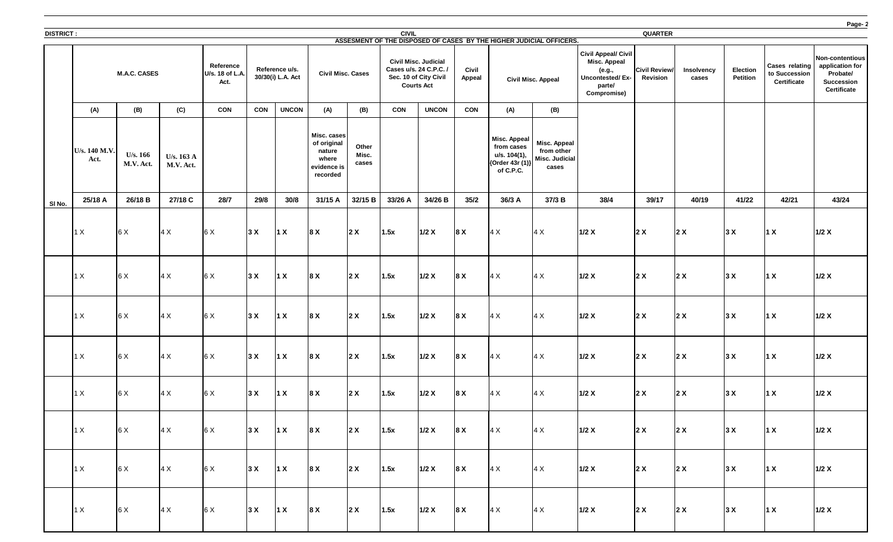**DISTRICT :**

**CIVIL**

**ASSESMENT OF THE DISPOSED OF CASES BY THE HIGHER JUDICIAL OFFICERS.**

**QUARTER**

| | M.A.C. CASES | | | Reference U/s. 18 of L.A. Act. | Reference u/s. 30/30(i) L.A. Act | | Civil Misc. Cases | | Civil Misc. Judicial Cases u/s. 24 C.P.C. / Sec. 10 of City Civil Courts Act | | Civil Appeal | Civil Misc. Appeal | | Civil Appeal/ Civil Misc. Appeal (e.g., Uncontested/ Ex-parte/ Compromise) | Civil Review/ Revision | Insolvency cases | Election Petition | Cases relating to Succession Certificate | Non-contentious application for Probate/ Succession Certificate |
|---|---|---|---|---|---|---|---|---|---|---|---|---|---|---|---|---|---|---|---|
| | (A) | (B) | (C) | CON | CON | UNCON | (A) | (B) | CON | UNCON | CON | (A) | (B) | | | | | | |
| | U/s. 140 M.V. Act. | U/s. 166 M.V. Act. | U/s. 163 A M.V. Act. | | | | Misc. cases of original nature where evidence is recorded | Other Misc. cases | | | | Misc. Appeal from cases u/s. 104(1), {Order 43r (1)} of C.P.C. | Misc. Appeal from other Misc. Judicial cases | | | | | | |
| Sl No. | 25/18 A | 26/18 B | 27/18 C | 28/7 | 29/8 | 30/8 | 31/15 A | 32/15 B | 33/26 A | 34/26 B | 35/2 | 36/3 A | 37/3 B | 38/4 | 39/17 | 40/19 | 41/22 | 42/21 | 43/24 |
| | 1 X | 6 X | 4 X | 6 X | 3 X | 1 X | 8 X | 2 X | 1.5x | 1/2 X | 8 X | 4 X | 4 X | 1/2 X | 2 X | 2 X | 3 X | 1 X | 1/2 X |
| | 1 X | 6 X | 4 X | 6 X | 3 X | 1 X | 8 X | 2 X | 1.5x | 1/2 X | 8 X | 4 X | 4 X | 1/2 X | 2 X | 2 X | 3 X | 1 X | 1/2 X |
| | 1 X | 6 X | 4 X | 6 X | 3 X | 1 X | 8 X | 2 X | 1.5x | 1/2 X | 8 X | 4 X | 4 X | 1/2 X | 2 X | 2 X | 3 X | 1 X | 1/2 X |
| | 1 X | 6 X | 4 X | 6 X | 3 X | 1 X | 8 X | 2 X | 1.5x | 1/2 X | 8 X | 4 X | 4 X | 1/2 X | 2 X | 2 X | 3 X | 1 X | 1/2 X |
| | 1 X | 6 X | 4 X | 6 X | 3 X | 1 X | 8 X | 2 X | 1.5x | 1/2 X | 8 X | 4 X | 4 X | 1/2 X | 2 X | 2 X | 3 X | 1 X | 1/2 X |
| | 1 X | 6 X | 4 X | 6 X | 3 X | 1 X | 8 X | 2 X | 1.5x | 1/2 X | 8 X | 4 X | 4 X | 1/2 X | 2 X | 2 X | 3 X | 1 X | 1/2 X |
| | 1 X | 6 X | 4 X | 6 X | 3 X | 1 X | 8 X | 2 X | 1.5x | 1/2 X | 8 X | 4 X | 4 X | 1/2 X | 2 X | 2 X | 3 X | 1 X | 1/2 X |
| | 1 X | 6 X | 4 X | 6 X | 3 X | 1 X | 8 X | 2 X | 1.5x | 1/2 X | 8 X | 4 X | 4 X | 1/2 X | 2 X | 2 X | 3 X | 1 X | 1/2 X |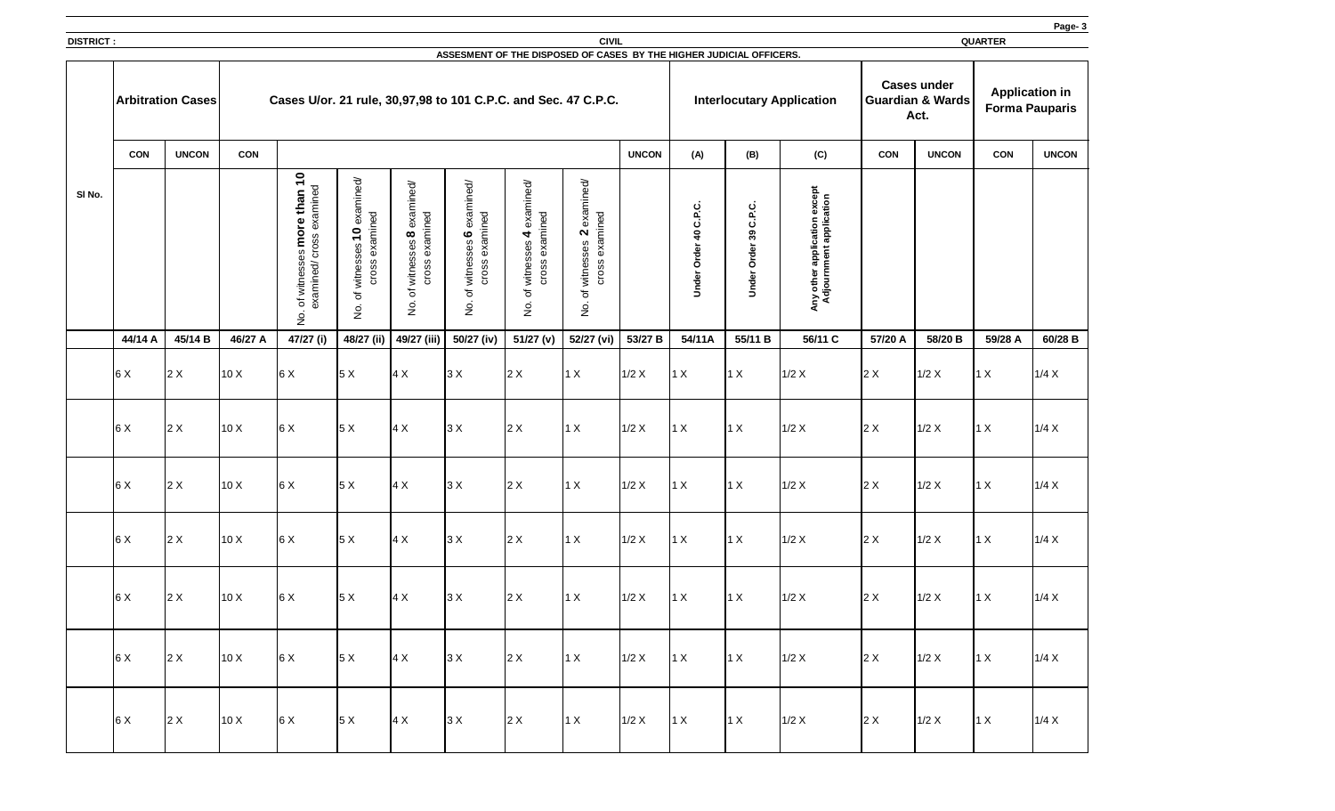DISTRICT : CIVIL QUARTER

ASSESMENT OF THE DISPOSED OF CASES BY THE HIGHER JUDICIAL OFFICERS.

| Sl No. | Arbitration Cases | | Cases U/or. 21 rule, 30,97,98 to 101 C.P.C. and Sec. 47 C.P.C. | | | | | | | | Interlocutary Application | | | Cases under Guardian & Wards Act. | | Application in Forma Pauparis | |
|---|---|---|---|---|---|---|---|---|---|---|---|---|---|---|---|---|---|
| | CON | UNCON | CON | | | | | | | UNCON | (A) | (B) | (C) | CON | UNCON | CON | UNCON |
| | | | | No. of witnesses **more than 10** examined/ cross examined | No. of witnesses **10** examined/ cross examined | No. of witnesses **8** examined/ cross examined | No. of witnesses **6** examined/ cross examined | No. of witnesses **4** examined/ cross examined | No. of witnesses **2** examined/ cross examined | | Under Order 40 C.P.C. | Under Order 39 C.P.C. | Any other application except Adjournment application | | | | |
| | 44/14 A | 45/14 B | 46/27 A | 47/27 (i) | 48/27 (ii) | 49/27 (iii) | 50/27 (iv) | 51/27 (v) | 52/27 (vi) | 53/27 B | 54/11A | 55/11 B | 56/11 C | 57/20 A | 58/20 B | 59/28 A | 60/28 B |
| | 6 X | 2 X | 10 X | 6 X | 5 X | 4 X | 3 X | 2 X | 1 X | 1/2 X | 1 X | 1 X | 1/2 X | 2 X | 1/2 X | 1 X | 1/4 X |
| | 6 X | 2 X | 10 X | 6 X | 5 X | 4 X | 3 X | 2 X | 1 X | 1/2 X | 1 X | 1 X | 1/2 X | 2 X | 1/2 X | 1 X | 1/4 X |
| | 6 X | 2 X | 10 X | 6 X | 5 X | 4 X | 3 X | 2 X | 1 X | 1/2 X | 1 X | 1 X | 1/2 X | 2 X | 1/2 X | 1 X | 1/4 X |
| | 6 X | 2 X | 10 X | 6 X | 5 X | 4 X | 3 X | 2 X | 1 X | 1/2 X | 1 X | 1 X | 1/2 X | 2 X | 1/2 X | 1 X | 1/4 X |
| | 6 X | 2 X | 10 X | 6 X | 5 X | 4 X | 3 X | 2 X | 1 X | 1/2 X | 1 X | 1 X | 1/2 X | 2 X | 1/2 X | 1 X | 1/4 X |
| | 6 X | 2 X | 10 X | 6 X | 5 X | 4 X | 3 X | 2 X | 1 X | 1/2 X | 1 X | 1 X | 1/2 X | 2 X | 1/2 X | 1 X | 1/4 X |
| | 6 X | 2 X | 10 X | 6 X | 5 X | 4 X | 3 X | 2 X | 1 X | 1/2 X | 1 X | 1 X | 1/2 X | 2 X | 1/2 X | 1 X | 1/4 X |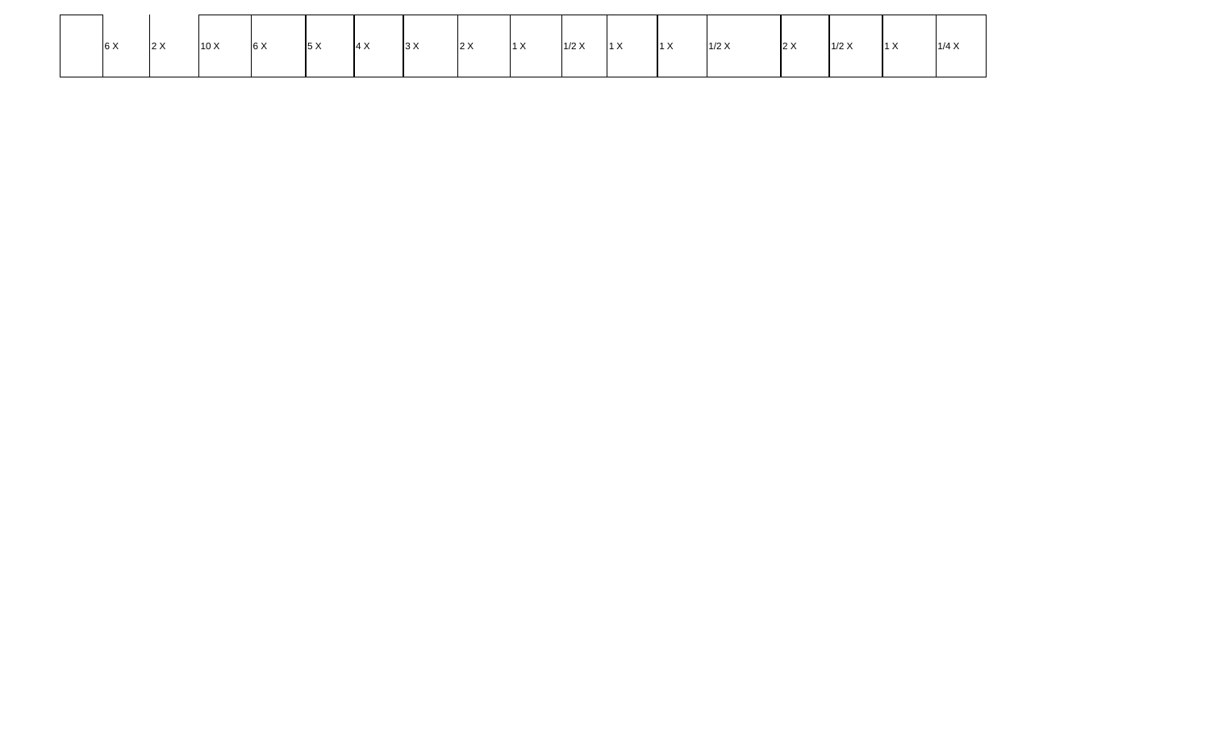|  | 6 X | 2 X | 10 X | 6 X | 5 X | 4 X | 3 X | 2 X | 1 X | 1/2 X | 1 X | 1 X | 1/2 X | 2 X | 1/2 X | 1 X | 1/4 X |
|---|---|---|---|---|---|---|---|---|---|---|---|---|---|---|---|---|---|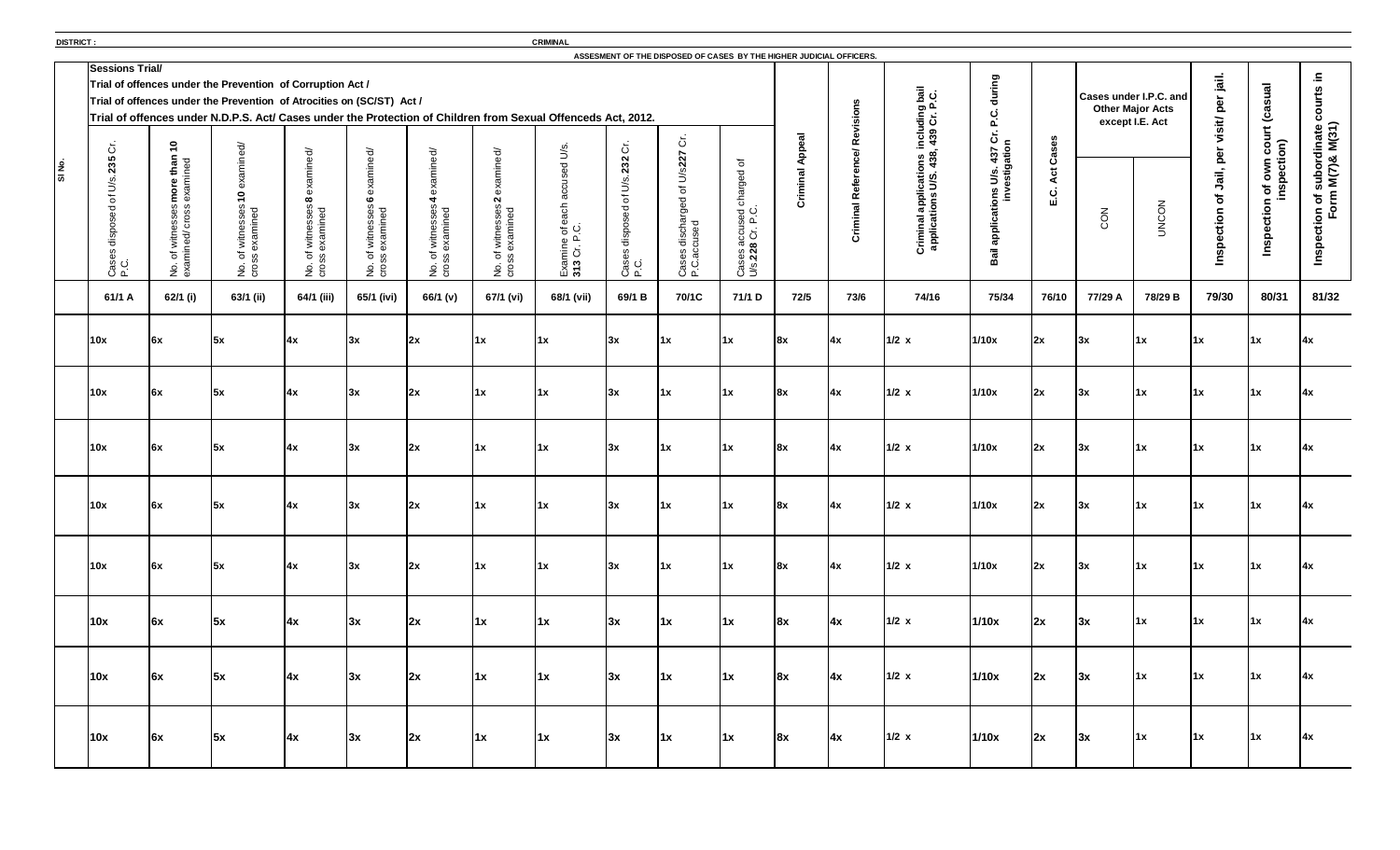DISTRICT :

CRIMINAL

ASSESSMENT OF THE DISPOSED OF CASES BY THE HIGHER JUDICIAL OFFICERS.

| Sl No. | Sessions Trial/ Trial of offences under the Prevention of Corruption Act / Trial of offences under the Prevention of Atrocities on (SC/ST) Act / Trial of offences under N.D.P.S. Act/ Cases under the Protection of Children from Sexual Offenceds Act, 2012. | | | | | | | | | | | Criminal Appeal | Criminal Reference/ Revisions | Criminal applications including bail applications U/S. 438, 439 Cr. P.C. | Bail applications U/s. 437 Cr. P.C. during investigation | E.C. Act Cases | Cases under I.P.C. and Other Major Acts except I.E. Act | | Inspection of Jail, per visit/ per jail. | Inspection of own court (casual inspection) | Inspection of subordinate courts in Form M(7)& M(31) |
|---|---|---|---|---|---|---|---|---|---|---|---|---|---|---|---|---|---|---|---|---|---|
| | Cases disposed of U/s. 235 Cr. P.C. | No. of witnesses more than 10 examined/ cross examined | No. of witnesses 10 examined/ cross examined | No. of witnesses 8 examined/ cross examined | No. of witnesses 6 examined/ cross examined | No. of witnesses 4 examined/ cross examined | No. of witnesses 2 examined/ cross examined | Examine of each accused U/s. 313 Cr. P.C. | Cases disposed of U/s. 232 Cr. P.C. | Cases discharged of U/s 227 Cr. P.C.accused | Cases accused charged of U/s 228 Cr. P.C. | | | | | | CON | UNCON | | | |
| | 61/1 A | 62/1 (i) | 63/1 (ii) | 64/1 (iii) | 65/1 (ivi) | 66/1 (v) | 67/1 (vi) | 68/1 (vii) | 69/1 B | 70/1C | 71/1 D | 72/5 | 73/6 | 74/16 | 75/34 | 76/10 | 77/29 A | 78/29 B | 79/30 | 80/31 | 81/32 |
| | 10x | 6x | 5x | 4x | 3x | 2x | 1x | 1x | 3x | 1x | 1x | 8x | 4x | 1/2 x | 1/10x | 2x | 3x | 1x | 1x | 1x | 4x |
| | 10x | 6x | 5x | 4x | 3x | 2x | 1x | 1x | 3x | 1x | 1x | 8x | 4x | 1/2 x | 1/10x | 2x | 3x | 1x | 1x | 1x | 4x |
| | 10x | 6x | 5x | 4x | 3x | 2x | 1x | 1x | 3x | 1x | 1x | 8x | 4x | 1/2 x | 1/10x | 2x | 3x | 1x | 1x | 1x | 4x |
| | 10x | 6x | 5x | 4x | 3x | 2x | 1x | 1x | 3x | 1x | 1x | 8x | 4x | 1/2 x | 1/10x | 2x | 3x | 1x | 1x | 1x | 4x |
| | 10x | 6x | 5x | 4x | 3x | 2x | 1x | 1x | 3x | 1x | 1x | 8x | 4x | 1/2 x | 1/10x | 2x | 3x | 1x | 1x | 1x | 4x |
| | 10x | 6x | 5x | 4x | 3x | 2x | 1x | 1x | 3x | 1x | 1x | 8x | 4x | 1/2 x | 1/10x | 2x | 3x | 1x | 1x | 1x | 4x |
| | 10x | 6x | 5x | 4x | 3x | 2x | 1x | 1x | 3x | 1x | 1x | 8x | 4x | 1/2 x | 1/10x | 2x | 3x | 1x | 1x | 1x | 4x |
| | 10x | 6x | 5x | 4x | 3x | 2x | 1x | 1x | 3x | 1x | 1x | 8x | 4x | 1/2 x | 1/10x | 2x | 3x | 1x | 1x | 1x | 4x |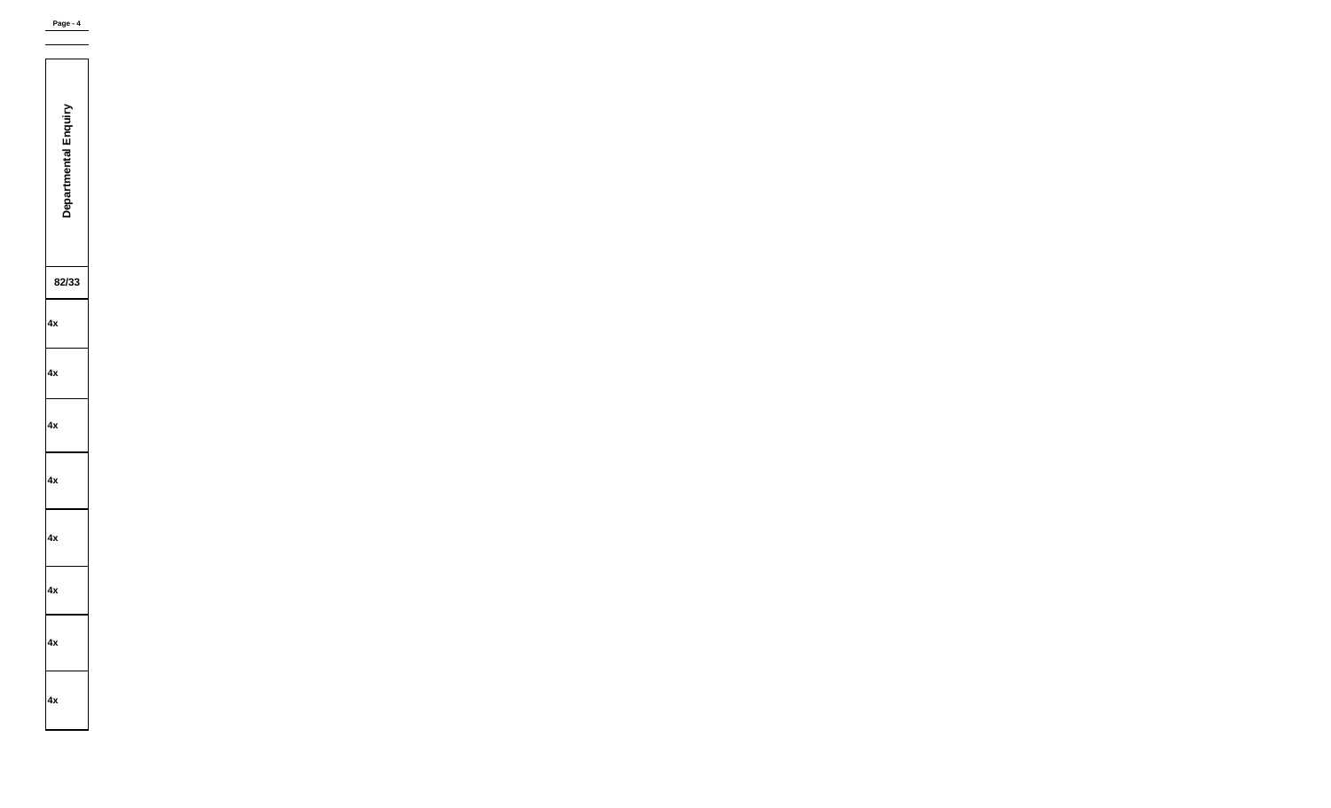| Departmental Enquiry |
|---|
| 82/33 |
| 4x |
| 4x |
| 4x |
| 4x |
| 4x |
| 4x |
| 4x |
| 4x |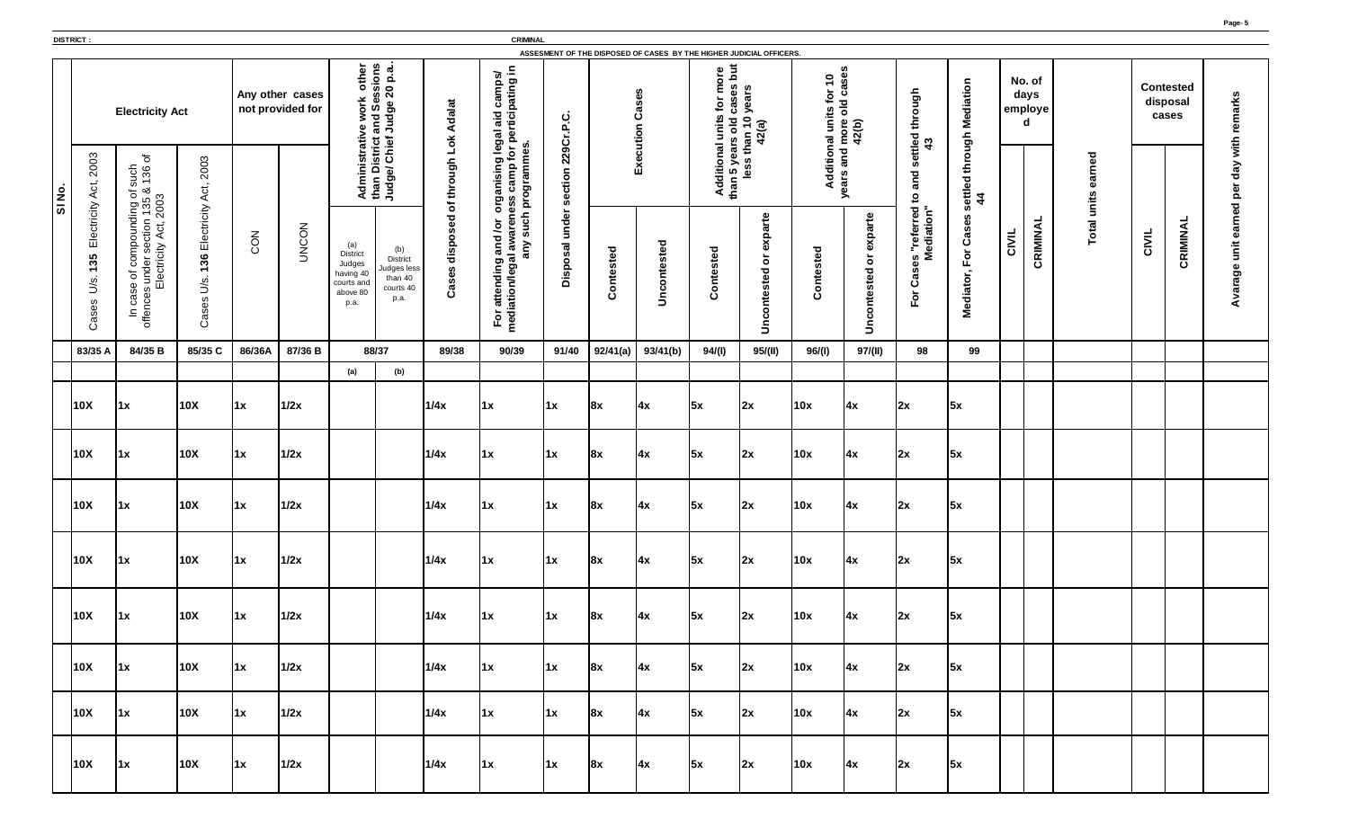DISTRICT :

CRIMINAL

ASSESMENT OF THE DISPOSED OF CASES BY THE HIGHER JUDICIAL OFFICERS.

| Sl No. | Electricity Act | | | Any other cases not provided for | | Administrative work other than District and Sessions Judge/ Chief Judge 20 p.a.. | | Cases disposed of through Lok Adalat | For attending and /or organising legal aid camps/ mediation/legal awareness camp for perticipating in any such programmes. | Disposal under section 229Cr.P.C. | Execution Cases | | Additional units for more than 5 years old cases but less than 10 years 42(a) | | Additional units for 10 years and more old cases 42(b) | | For Cases "referred to and settled through Mediation" 43 | Mediator, For Cases settled through Mediation 44 | No. of days employed | | Total units earned | Contested disposal cases | | Avarage unit earned per day with remarks |
|---|---|---|---|---|---|---|---|---|---|---|---|---|---|---|---|---|---|---|---|---|---|---|---|---|
| | Cases U/s. 135 Electricity Act, 2003 | In case of compounding of such offences under section 135 & 136 of Electricity Act, 2003 | Cases U/s. 136 Electricity Act, 2003 | CON | UNCON | (a) District Judges having 40 courts and above 80 p.a. | (b) District Judges less than 40 courts 40 p.a. | | | | Contested | Uncontested | Contested | Uncontested or exparte | Contested | Uncontested or exparte | | | CIVIL | CRIMINAL | | CIVIL | CRIMINAL | |
| | 83/35 A | 84/35 B | 85/35 C | 86/36A | 87/36 B | 88/37 | | 89/38 | 90/39 | 91/40 | 92/41(a) | 93/41(b) | 94/(I) | 95/(II) | 96/(I) | 97/(II) | 98 | 99 | | | | | | |
| | | | | | | (a) | (b) | | | | | | | | | | | | | | | | | |
| | 10X | 1x | 10X | 1x | 1/2x | | | 1/4x | 1x | 1x | 8x | 4x | 5x | 2x | 10x | 4x | 2x | 5x | | | | | | |
| | 10X | 1x | 10X | 1x | 1/2x | | | 1/4x | 1x | 1x | 8x | 4x | 5x | 2x | 10x | 4x | 2x | 5x | | | | | | |
| | 10X | 1x | 10X | 1x | 1/2x | | | 1/4x | 1x | 1x | 8x | 4x | 5x | 2x | 10x | 4x | 2x | 5x | | | | | | |
| | 10X | 1x | 10X | 1x | 1/2x | | | 1/4x | 1x | 1x | 8x | 4x | 5x | 2x | 10x | 4x | 2x | 5x | | | | | | |
| | 10X | 1x | 10X | 1x | 1/2x | | | 1/4x | 1x | 1x | 8x | 4x | 5x | 2x | 10x | 4x | 2x | 5x | | | | | | |
| | 10X | 1x | 10X | 1x | 1/2x | | | 1/4x | 1x | 1x | 8x | 4x | 5x | 2x | 10x | 4x | 2x | 5x | | | | | | |
| | 10X | 1x | 10X | 1x | 1/2x | | | 1/4x | 1x | 1x | 8x | 4x | 5x | 2x | 10x | 4x | 2x | 5x | | | | | | |
| | 10X | 1x | 10X | 1x | 1/2x | | | 1/4x | 1x | 1x | 8x | 4x | 5x | 2x | 10x | 4x | 2x | 5x | | | | | | |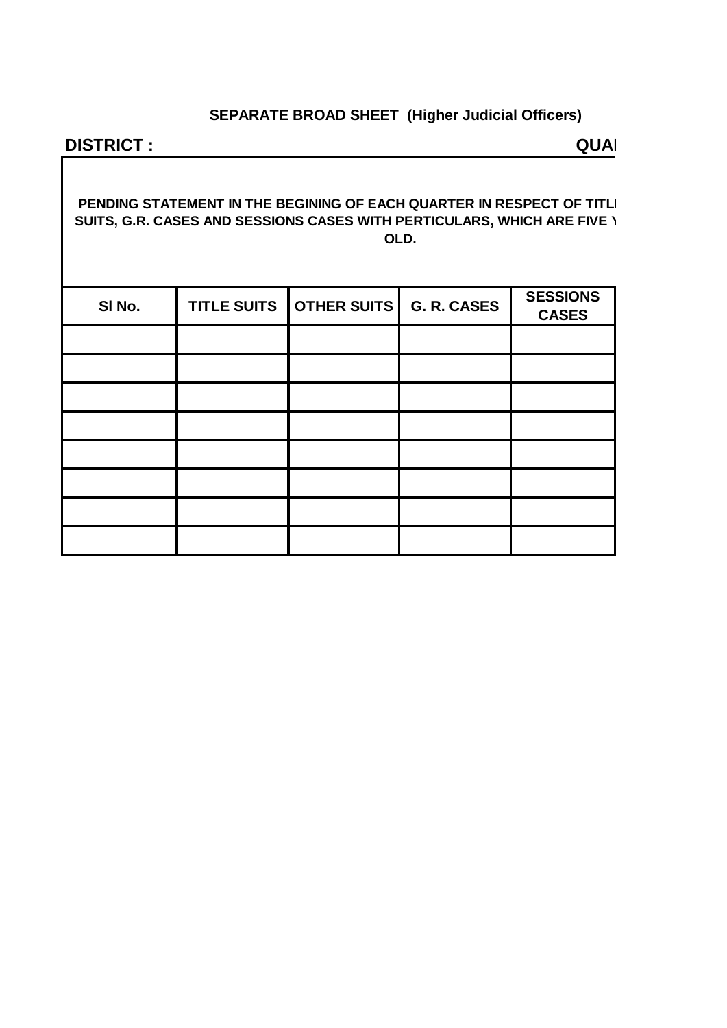**SEPARATE BROAD SHEET (Higher Judicial Officers)**

**DISTRICT :** **QUA**

**PENDING STATEMENT IN THE BEGINING OF EACH QUARTER IN RESPECT OF TITL SUITS, G.R. CASES AND SESSIONS CASES WITH PERTICULARS, WHICH ARE FIVE Y OLD.**

| Sl No. | TITLE SUITS | OTHER SUITS | G. R. CASES | SESSIONS CASES |
|---|---|---|---|---|
| | | | | |
| | | | | |
| | | | | |
| | | | | |
| | | | | |
| | | | | |
| | | | | |
| | | | | |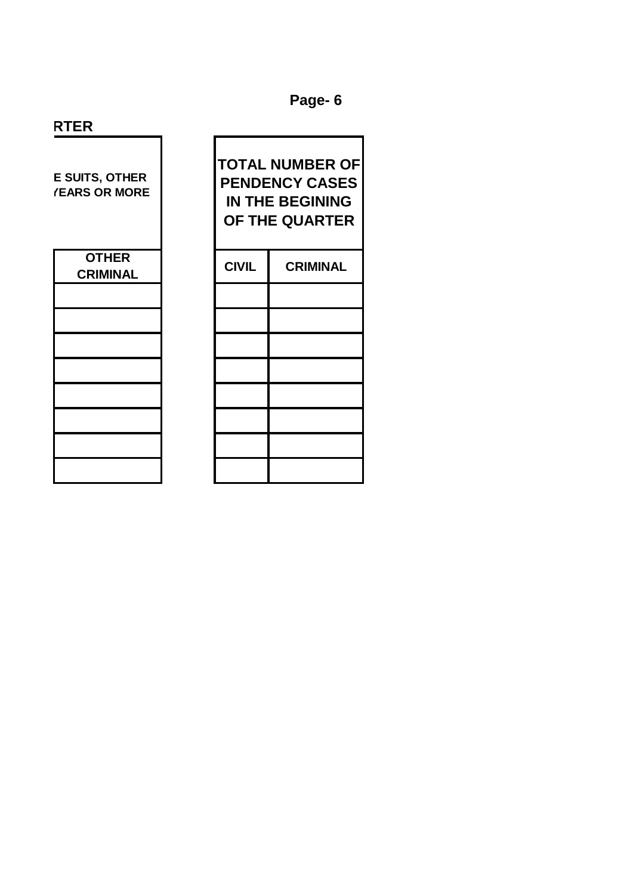RTER

| E SUITS, OTHER YEARS OR MORE | | TOTAL NUMBER OF PENDENCY CASES IN THE BEGINING OF THE QUARTER | |
|---|---|---|---|
| OTHER CRIMINAL | | CIVIL | CRIMINAL |
| | | | |
| | | | |
| | | | |
| | | | |
| | | | |
| | | | |
| | | | |
| | | | |